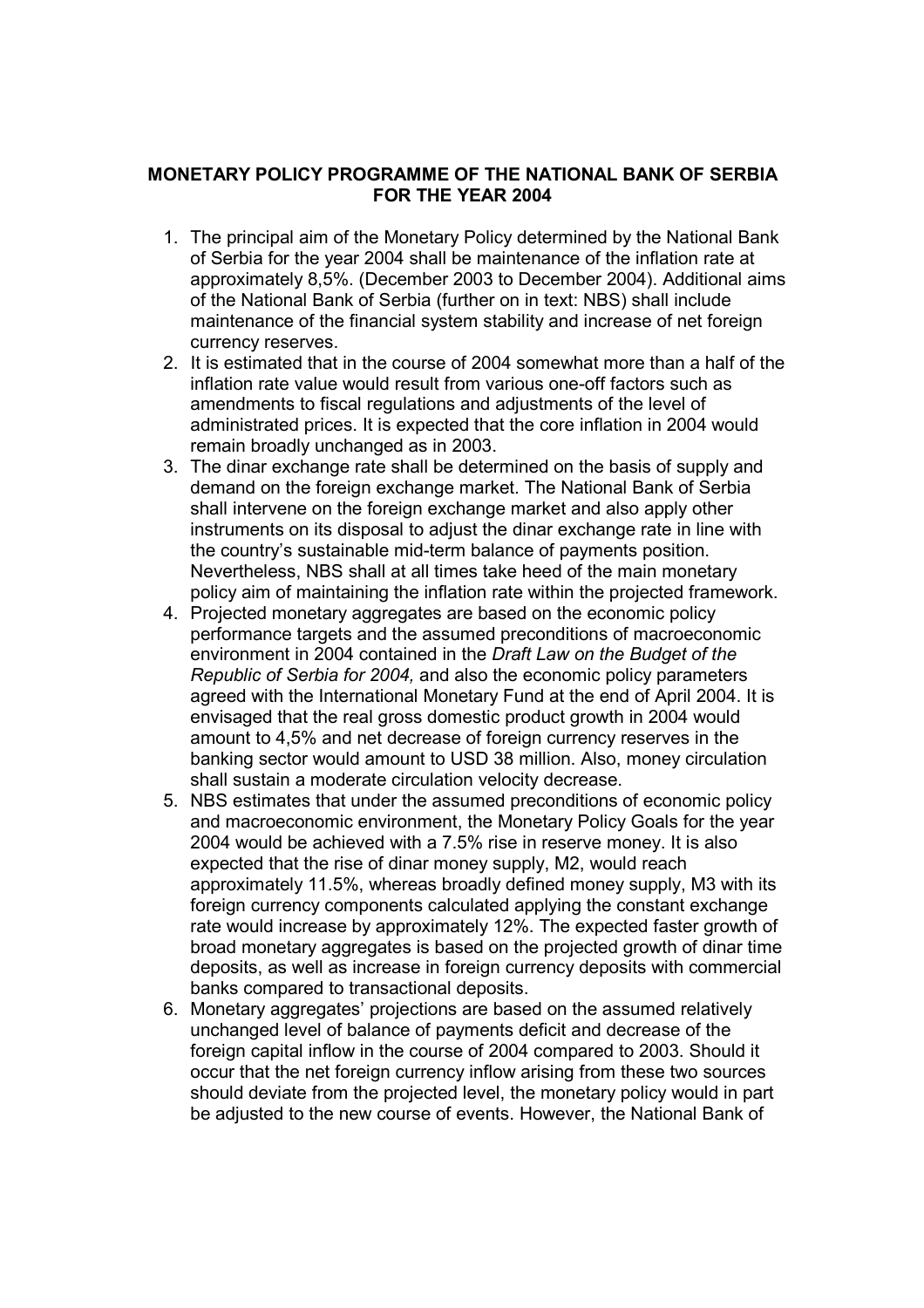**MONETARY POLICY PROGRAMME OF THE NATIONAL BANK OF SERBIA FOR THE YEAR 2004**

1. The principal aim of the Monetary Policy determined by the National Bank of Serbia for the year 2004 shall be maintenance of the inflation rate at approximately 8,5%. (December 2003 to December 2004). Additional aims of the National Bank of Serbia (further on in text: NBS) shall include maintenance of the financial system stability and increase of net foreign currency reserves.
2. It is estimated that in the course of 2004 somewhat more than a half of the inflation rate value would result from various one-off factors such as amendments to fiscal regulations and adjustments of the level of administrated prices. It is expected that the core inflation in 2004 would remain broadly unchanged as in 2003.
3. The dinar exchange rate shall be determined on the basis of supply and demand on the foreign exchange market. The National Bank of Serbia shall intervene on the foreign exchange market and also apply other instruments on its disposal to adjust the dinar exchange rate in line with the country's sustainable mid-term balance of payments position. Nevertheless, NBS shall at all times take heed of the main monetary policy aim of maintaining the inflation rate within the projected framework.
4. Projected monetary aggregates are based on the economic policy performance targets and the assumed preconditions of macroeconomic environment in 2004 contained in the *Draft Law on the Budget of the Republic of Serbia for 2004,* and also the economic policy parameters agreed with the International Monetary Fund at the end of April 2004. It is envisaged that the real gross domestic product growth in 2004 would amount to 4,5% and net decrease of foreign currency reserves in the banking sector would amount to USD 38 million. Also, money circulation shall sustain a moderate circulation velocity decrease.
5. NBS estimates that under the assumed preconditions of economic policy and macroeconomic environment, the Monetary Policy Goals for the year 2004 would be achieved with a 7.5% rise in reserve money. It is also expected that the rise of dinar money supply, M2, would reach approximately 11.5%, whereas broadly defined money supply, M3 with its foreign currency components calculated applying the constant exchange rate would increase by approximately 12%. The expected faster growth of broad monetary aggregates is based on the projected growth of dinar time deposits, as well as increase in foreign currency deposits with commercial banks compared to transactional deposits.
6. Monetary aggregates' projections are based on the assumed relatively unchanged level of balance of payments deficit and decrease of the foreign capital inflow in the course of 2004 compared to 2003. Should it occur that the net foreign currency inflow arising from these two sources should deviate from the projected level, the monetary policy would in part be adjusted to the new course of events. However, the National Bank of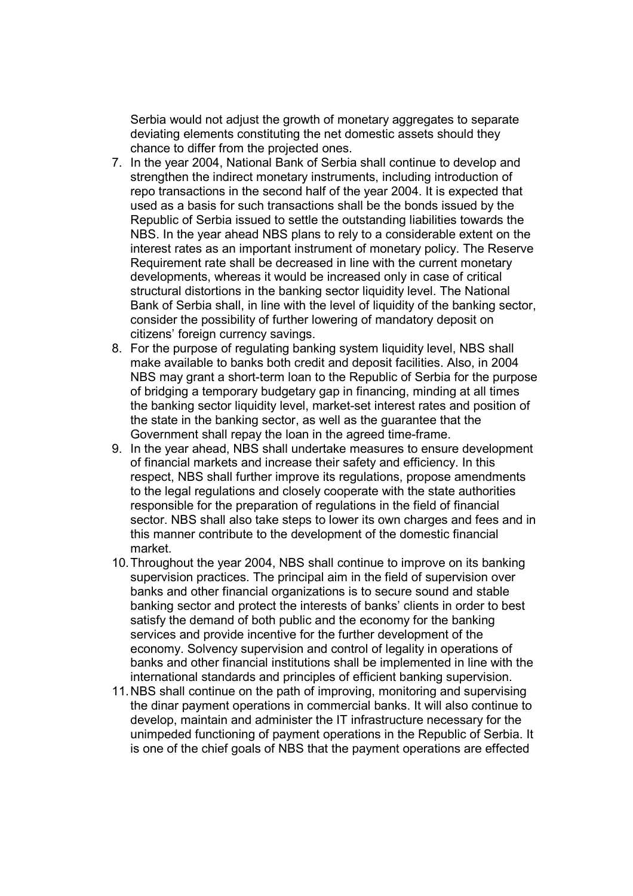Serbia would not adjust the growth of monetary aggregates to separate deviating elements constituting the net domestic assets should they chance to differ from the projected ones.

7. In the year 2004, National Bank of Serbia shall continue to develop and strengthen the indirect monetary instruments, including introduction of repo transactions in the second half of the year 2004. It is expected that used as a basis for such transactions shall be the bonds issued by the Republic of Serbia issued to settle the outstanding liabilities towards the NBS. In the year ahead NBS plans to rely to a considerable extent on the interest rates as an important instrument of monetary policy. The Reserve Requirement rate shall be decreased in line with the current monetary developments, whereas it would be increased only in case of critical structural distortions in the banking sector liquidity level. The National Bank of Serbia shall, in line with the level of liquidity of the banking sector, consider the possibility of further lowering of mandatory deposit on citizens' foreign currency savings.
8. For the purpose of regulating banking system liquidity level, NBS shall make available to banks both credit and deposit facilities. Also, in 2004 NBS may grant a short-term loan to the Republic of Serbia for the purpose of bridging a temporary budgetary gap in financing, minding at all times the banking sector liquidity level, market-set interest rates and position of the state in the banking sector, as well as the guarantee that the Government shall repay the loan in the agreed time-frame.
9. In the year ahead, NBS shall undertake measures to ensure development of financial markets and increase their safety and efficiency. In this respect, NBS shall further improve its regulations, propose amendments to the legal regulations and closely cooperate with the state authorities responsible for the preparation of regulations in the field of financial sector. NBS shall also take steps to lower its own charges and fees and in this manner contribute to the development of the domestic financial market.
10. Throughout the year 2004, NBS shall continue to improve on its banking supervision practices. The principal aim in the field of supervision over banks and other financial organizations is to secure sound and stable banking sector and protect the interests of banks' clients in order to best satisfy the demand of both public and the economy for the banking services and provide incentive for the further development of the economy. Solvency supervision and control of legality in operations of banks and other financial institutions shall be implemented in line with the international standards and principles of efficient banking supervision.
11. NBS shall continue on the path of improving, monitoring and supervising the dinar payment operations in commercial banks. It will also continue to develop, maintain and administer the IT infrastructure necessary for the unimpeded functioning of payment operations in the Republic of Serbia. It is one of the chief goals of NBS that the payment operations are effected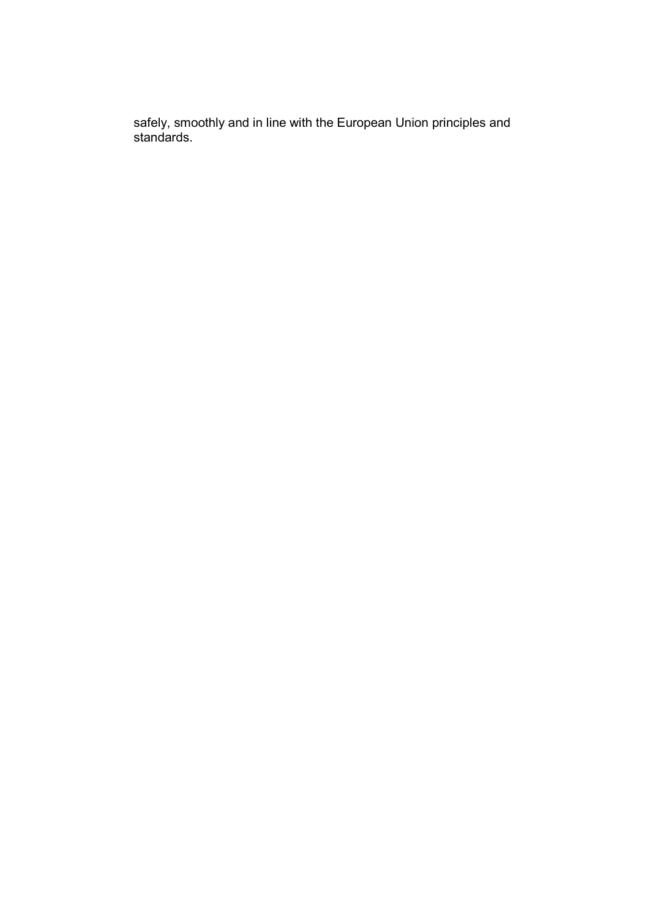safely, smoothly and in line with the European Union principles and standards.